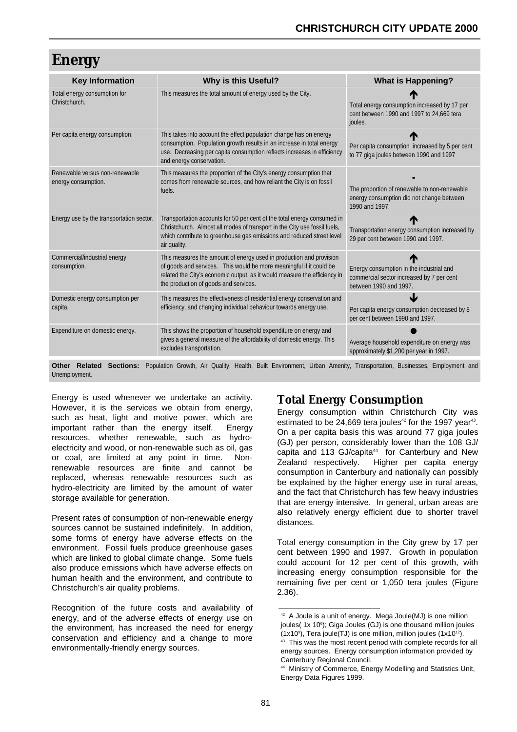# Energy

| Key Information | Why is this Useful? | What is Happening? |
|---|---|---|
| Total energy consumption for Christchurch. | This measures the total amount of energy used by the City. | ↑ Total energy consumption increased by 17 per cent between 1990 and 1997 to 24,669 tera joules. |
| Per capita energy consumption. | This takes into account the effect population change has on energy consumption. Population growth results in an increase in total energy use. Decreasing per capita consumption reflects increases in efficiency and energy conservation. | ↑ Per capita consumption increased by 5 per cent to 77 giga joules between 1990 and 1997 |
| Renewable versus non-renewable energy consumption. | This measures the proportion of the City's energy consumption that comes from renewable sources, and how reliant the City is on fossil fuels. | - The proportion of renewable to non-renewable energy consumption did not change between 1990 and 1997. |
| Energy use by the transportation sector. | Transportation accounts for 50 per cent of the total energy consumed in Christchurch. Almost all modes of transport in the City use fossil fuels, which contribute to greenhouse gas emissions and reduced street level air quality. | ↑ Transportation energy consumption increased by 29 per cent between 1990 and 1997. |
| Commercial/industrial energy consumption. | This measures the amount of energy used in production and provision of goods and services. This would be more meaningful if it could be related the City's economic output, as it would measure the efficiency in the production of goods and services. | ↑ Energy consumption in the industrial and commercial sector increased by 7 per cent between 1990 and 1997. |
| Domestic energy consumption per capita. | This measures the effectiveness of residential energy conservation and efficiency, and changing individual behaviour towards energy use. | ↓ Per capita energy consumption decreased by 8 per cent between 1990 and 1997. |
| Expenditure on domestic energy. | This shows the proportion of household expenditure on energy and gives a general measure of the affordability of domestic energy. This excludes transportation. | ● Average household expenditure on energy was approximately $1,200 per year in 1997. |

**Other Related Sections:** Population Growth, Air Quality, Health, Built Environment, Urban Amenity, Transportation, Businesses, Employment and Unemployment.

Energy is used whenever we undertake an activity. However, it is the services we obtain from energy, such as heat, light and motive power, which are important rather than the energy itself. Energy resources, whether renewable, such as hydro-electricity and wood, or non-renewable such as oil, gas or coal, are limited at any point in time. Non-renewable resources are finite and cannot be replaced, whereas renewable resources such as hydro-electricity are limited by the amount of water storage available for generation.

Present rates of consumption of non-renewable energy sources cannot be sustained indefinitely. In addition, some forms of energy have adverse effects on the environment. Fossil fuels produce greenhouse gases which are linked to global climate change. Some fuels also produce emissions which have adverse effects on human health and the environment, and contribute to Christchurch's air quality problems.

Recognition of the future costs and availability of energy, and of the adverse effects of energy use on the environment, has increased the need for energy conservation and efficiency and a change to more environmentally-friendly energy sources.

## Total Energy Consumption

Energy consumption within Christchurch City was estimated to be 24,669 tera joules[42] for the 1997 year[43]. On a per capita basis this was around 77 giga joules (GJ) per person, considerably lower than the 108 GJ/capita and 113 GJ/capita[44] for Canterbury and New Zealand respectively. Higher per capita energy consumption in Canterbury and nationally can possibly be explained by the higher energy use in rural areas, and the fact that Christchurch has few heavy industries that are energy intensive. In general, urban areas are also relatively energy efficient due to shorter travel distances.

Total energy consumption in the City grew by 17 per cent between 1990 and 1997. Growth in population could account for 12 per cent of this growth, with increasing energy consumption responsible for the remaining five per cent or 1,050 tera joules (Figure 2.36).

[42] A Joule is a unit of energy. Mega Joule(MJ) is one million joules( 1x $10^6$); Giga Joules (GJ) is one thousand million joules ($1x10^9$), Tera joule(TJ) is one million, million joules ($1x10^{12}$).

[43] This was the most recent period with complete records for all energy sources. Energy consumption information provided by Canterbury Regional Council.

[44] Ministry of Commerce, Energy Modelling and Statistics Unit, Energy Data Figures 1999.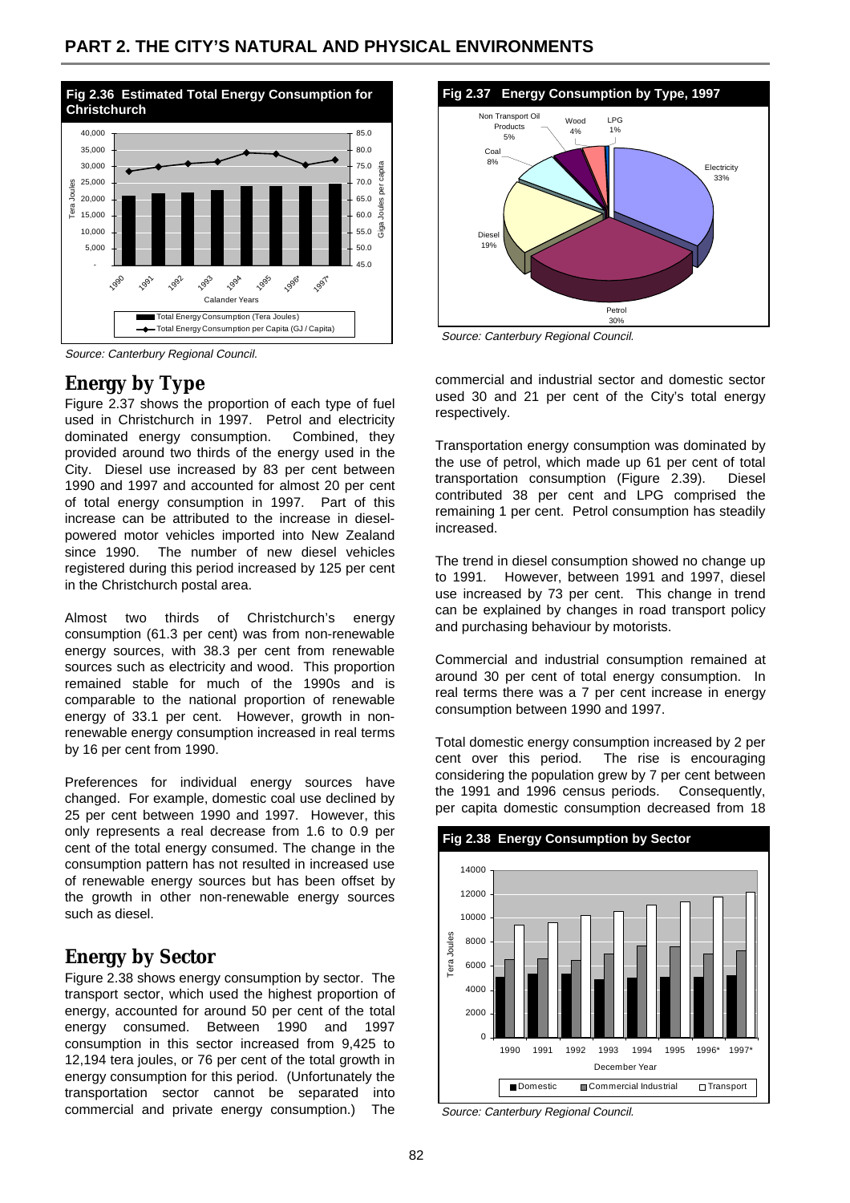## PART 2. THE CITY'S NATURAL AND PHYSICAL ENVIRONMENTS

**Fig 2.36 Estimated Total Energy Consumption for Christchurch**

*Source: Canterbury Regional Council.*

**Fig 2.37 Energy Consumption by Type, 1997**

*Source: Canterbury Regional Council.*

## Energy by Type

Figure 2.37 shows the proportion of each type of fuel used in Christchurch in 1997. Petrol and electricity dominated energy consumption. Combined, they provided around two thirds of the energy used in the City. Diesel use increased by 83 per cent between 1990 and 1997 and accounted for almost 20 per cent of total energy consumption in 1997. Part of this increase can be attributed to the increase in diesel-powered motor vehicles imported into New Zealand since 1990. The number of new diesel vehicles registered during this period increased by 125 per cent in the Christchurch postal area.

Almost two thirds of Christchurch's energy consumption (61.3 per cent) was from non-renewable energy sources, with 38.3 per cent from renewable sources such as electricity and wood. This proportion remained stable for much of the 1990s and is comparable to the national proportion of renewable energy of 33.1 per cent. However, growth in non-renewable energy consumption increased in real terms by 16 per cent from 1990.

Preferences for individual energy sources have changed. For example, domestic coal use declined by 25 per cent between 1990 and 1997. However, this only represents a real decrease from 1.6 to 0.9 per cent of the total energy consumed. The change in the consumption pattern has not resulted in increased use of renewable energy sources but has been offset by the growth in other non-renewable energy sources such as diesel.

## Energy by Sector

Figure 2.38 shows energy consumption by sector. The transport sector, which used the highest proportion of energy, accounted for around 50 per cent of the total energy consumed. Between 1990 and 1997 consumption in this sector increased from 9,425 to 12,194 tera joules, or 76 per cent of the total growth in energy consumption for this period. (Unfortunately the transportation sector cannot be separated into commercial and private energy consumption.) The commercial and industrial sector and domestic sector used 30 and 21 per cent of the City's total energy respectively.

Transportation energy consumption was dominated by the use of petrol, which made up 61 per cent of total transportation consumption (Figure 2.39). Diesel contributed 38 per cent and LPG comprised the remaining 1 per cent. Petrol consumption has steadily increased.

The trend in diesel consumption showed no change up to 1991. However, between 1991 and 1997, diesel use increased by 73 per cent. This change in trend can be explained by changes in road transport policy and purchasing behaviour by motorists.

Commercial and industrial consumption remained at around 30 per cent of total energy consumption. In real terms there was a 7 per cent increase in energy consumption between 1990 and 1997.

Total domestic energy consumption increased by 2 per cent over this period. The rise is encouraging considering the population grew by 7 per cent between the 1991 and 1996 census periods. Consequently, per capita domestic consumption decreased from 18

**Fig 2.38 Energy Consumption by Sector**

*Source: Canterbury Regional Council.*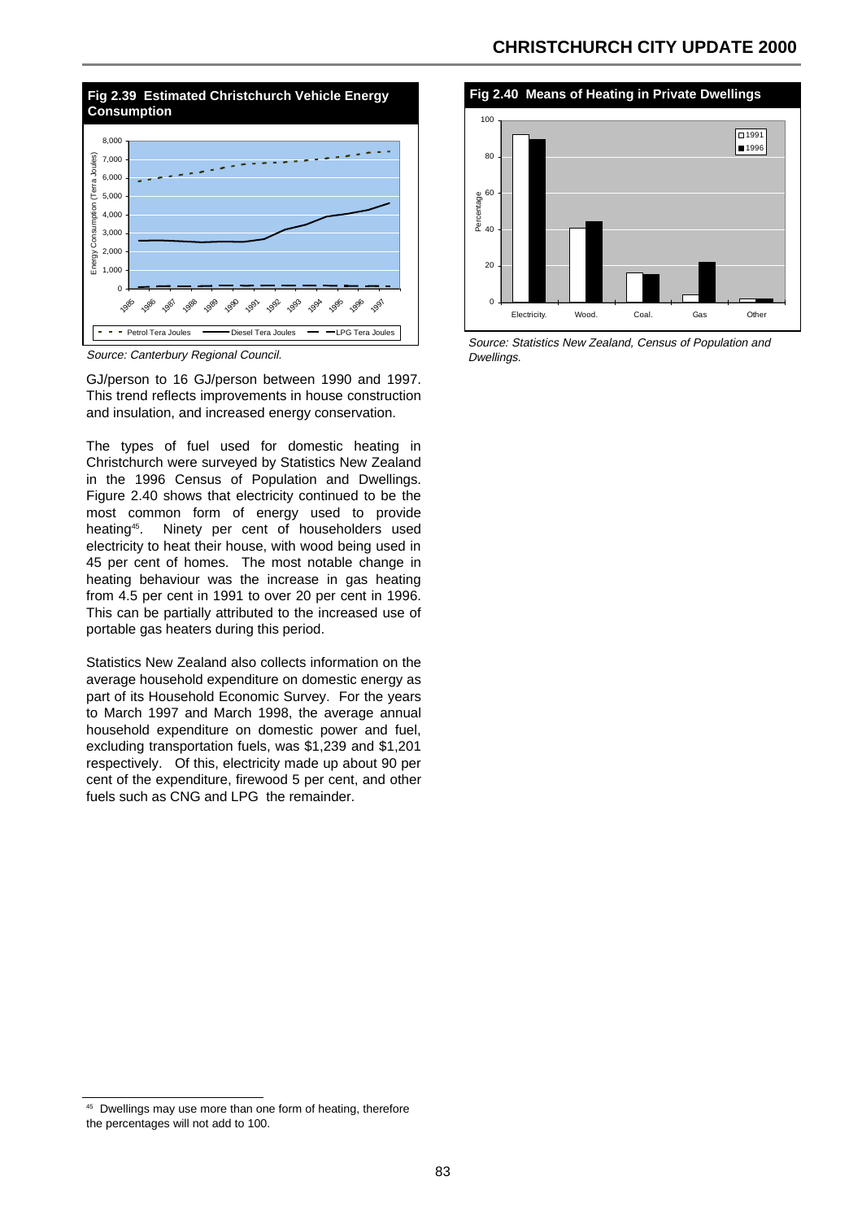**Fig 2.39 Estimated Christchurch Vehicle Energy Consumption**

8,000
7,000
6,000
5,000
4,000
3,000
2,000
1,000
0

Energy Consumption (Terra Joules)

1985 1986 1987 1988 1989 1990 1991 1992 1993 1994 1995 1996 1997

Petrol Tera Joules — Diesel Tera Joules — LPG Tera Joules

*Source: Canterbury Regional Council.*

GJ/person to 16 GJ/person between 1990 and 1997. This trend reflects improvements in house construction and insulation, and increased energy conservation.

The types of fuel used for domestic heating in Christchurch were surveyed by Statistics New Zealand in the 1996 Census of Population and Dwellings. Figure 2.40 shows that electricity continued to be the most common form of energy used to provide heating[45]. Ninety per cent of householders used electricity to heat their house, with wood being used in 45 per cent of homes. The most notable change in heating behaviour was the increase in gas heating from 4.5 per cent in 1991 to over 20 per cent in 1996. This can be partially attributed to the increased use of portable gas heaters during this period.

Statistics New Zealand also collects information on the average household expenditure on domestic energy as part of its Household Economic Survey. For the years to March 1997 and March 1998, the average annual household expenditure on domestic power and fuel, excluding transportation fuels, was $1,239 and $1,201 respectively. Of this, electricity made up about 90 per cent of the expenditure, firewood 5 per cent, and other fuels such as CNG and LPG the remainder.

**Fig 2.40 Means of Heating in Private Dwellings**

100
80
60
40
20
0

Percentage

Electricity. Wood. Coal. Gas Other

1991
1996

*Source: Statistics New Zealand, Census of Population and Dwellings.*

[45] Dwellings may use more than one form of heating, therefore the percentages will not add to 100.